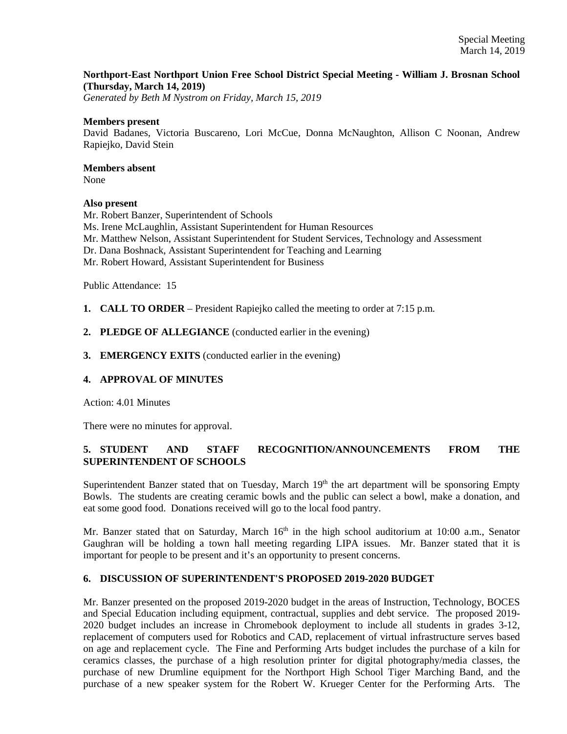Special Meeting
March 14, 2019

**Northport-East Northport Union Free School District Special Meeting - William J. Brosnan School (Thursday, March 14, 2019)**
*Generated by Beth M Nystrom on Friday, March 15, 2019*

**Members present**
David Badanes, Victoria Buscareno, Lori McCue, Donna McNaughton, Allison C Noonan, Andrew Rapiejko, David Stein

**Members absent**
None

**Also present**
Mr. Robert Banzer, Superintendent of Schools
Ms. Irene McLaughlin, Assistant Superintendent for Human Resources
Mr. Matthew Nelson, Assistant Superintendent for Student Services, Technology and Assessment
Dr. Dana Boshnack, Assistant Superintendent for Teaching and Learning
Mr. Robert Howard, Assistant Superintendent for Business

Public Attendance: 15

1. **CALL TO ORDER** – President Rapiejko called the meeting to order at 7:15 p.m.

2. **PLEDGE OF ALLEGIANCE** (conducted earlier in the evening)

3. **EMERGENCY EXITS** (conducted earlier in the evening)

4. **APPROVAL OF MINUTES**

Action: 4.01 Minutes

There were no minutes for approval.

5. **STUDENT AND STAFF RECOGNITION/ANNOUNCEMENTS FROM THE SUPERINTENDENT OF SCHOOLS**

Superintendent Banzer stated that on Tuesday, March 19th the art department will be sponsoring Empty Bowls. The students are creating ceramic bowls and the public can select a bowl, make a donation, and eat some good food. Donations received will go to the local food pantry.

Mr. Banzer stated that on Saturday, March 16th in the high school auditorium at 10:00 a.m., Senator Gaughran will be holding a town hall meeting regarding LIPA issues. Mr. Banzer stated that it is important for people to be present and it's an opportunity to present concerns.

6. **DISCUSSION OF SUPERINTENDENT'S PROPOSED 2019-2020 BUDGET**

Mr. Banzer presented on the proposed 2019-2020 budget in the areas of Instruction, Technology, BOCES and Special Education including equipment, contractual, supplies and debt service. The proposed 2019-2020 budget includes an increase in Chromebook deployment to include all students in grades 3-12, replacement of computers used for Robotics and CAD, replacement of virtual infrastructure serves based on age and replacement cycle. The Fine and Performing Arts budget includes the purchase of a kiln for ceramics classes, the purchase of a high resolution printer for digital photography/media classes, the purchase of new Drumline equipment for the Northport High School Tiger Marching Band, and the purchase of a new speaker system for the Robert W. Krueger Center for the Performing Arts. The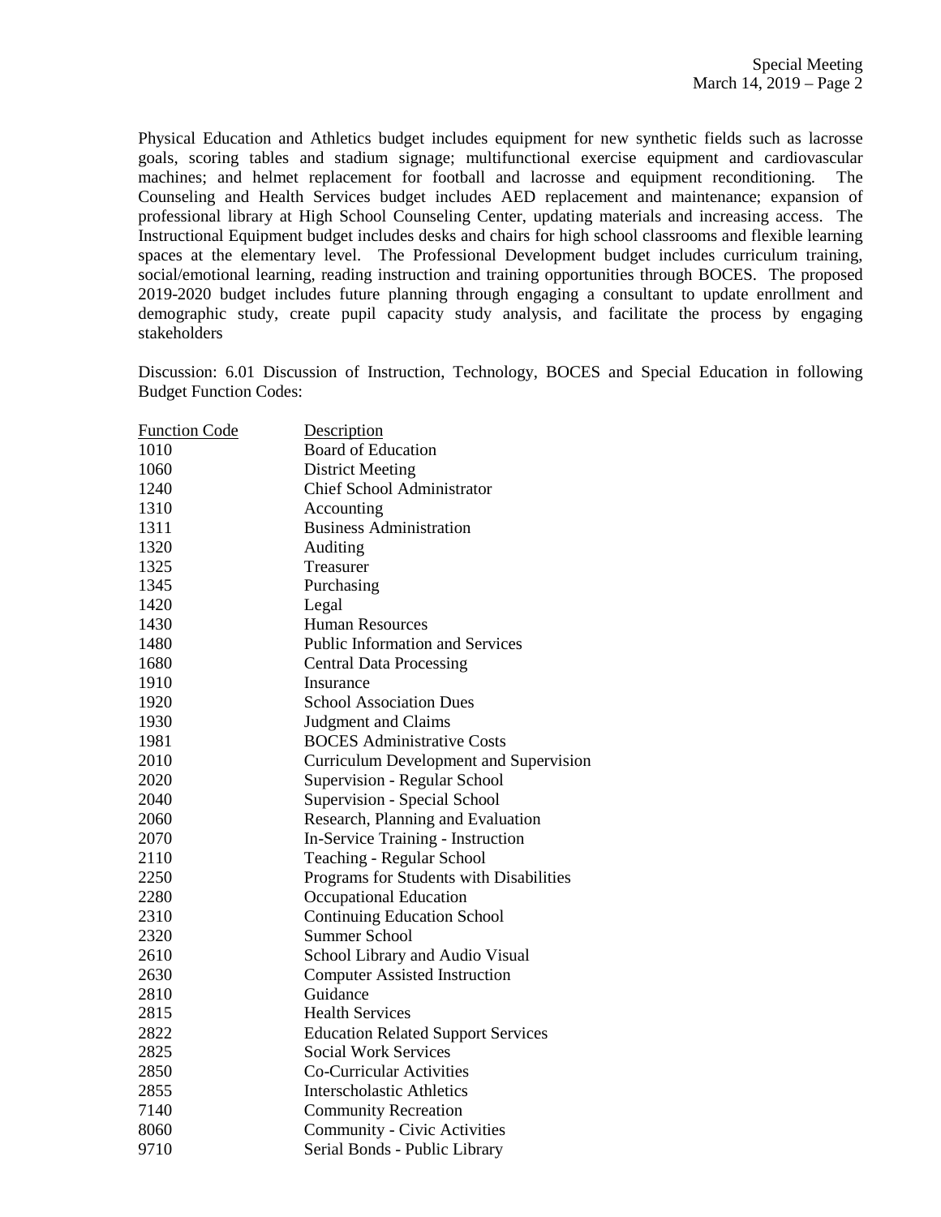Physical Education and Athletics budget includes equipment for new synthetic fields such as lacrosse goals, scoring tables and stadium signage; multifunctional exercise equipment and cardiovascular machines; and helmet replacement for football and lacrosse and equipment reconditioning. The Counseling and Health Services budget includes AED replacement and maintenance; expansion of professional library at High School Counseling Center, updating materials and increasing access. The Instructional Equipment budget includes desks and chairs for high school classrooms and flexible learning spaces at the elementary level. The Professional Development budget includes curriculum training, social/emotional learning, reading instruction and training opportunities through BOCES. The proposed 2019-2020 budget includes future planning through engaging a consultant to update enrollment and demographic study, create pupil capacity study analysis, and facilitate the process by engaging stakeholders

Discussion: 6.01 Discussion of Instruction, Technology, BOCES and Special Education in following Budget Function Codes:

| Function Code | Description |
|---|---|
| 1010 | Board of Education |
| 1060 | District Meeting |
| 1240 | Chief School Administrator |
| 1310 | Accounting |
| 1311 | Business Administration |
| 1320 | Auditing |
| 1325 | Treasurer |
| 1345 | Purchasing |
| 1420 | Legal |
| 1430 | Human Resources |
| 1480 | Public Information and Services |
| 1680 | Central Data Processing |
| 1910 | Insurance |
| 1920 | School Association Dues |
| 1930 | Judgment and Claims |
| 1981 | BOCES Administrative Costs |
| 2010 | Curriculum Development and Supervision |
| 2020 | Supervision - Regular School |
| 2040 | Supervision - Special School |
| 2060 | Research, Planning and Evaluation |
| 2070 | In-Service Training - Instruction |
| 2110 | Teaching - Regular School |
| 2250 | Programs for Students with Disabilities |
| 2280 | Occupational Education |
| 2310 | Continuing Education School |
| 2320 | Summer School |
| 2610 | School Library and Audio Visual |
| 2630 | Computer Assisted Instruction |
| 2810 | Guidance |
| 2815 | Health Services |
| 2822 | Education Related Support Services |
| 2825 | Social Work Services |
| 2850 | Co-Curricular Activities |
| 2855 | Interscholastic Athletics |
| 7140 | Community Recreation |
| 8060 | Community - Civic Activities |
| 9710 | Serial Bonds - Public Library |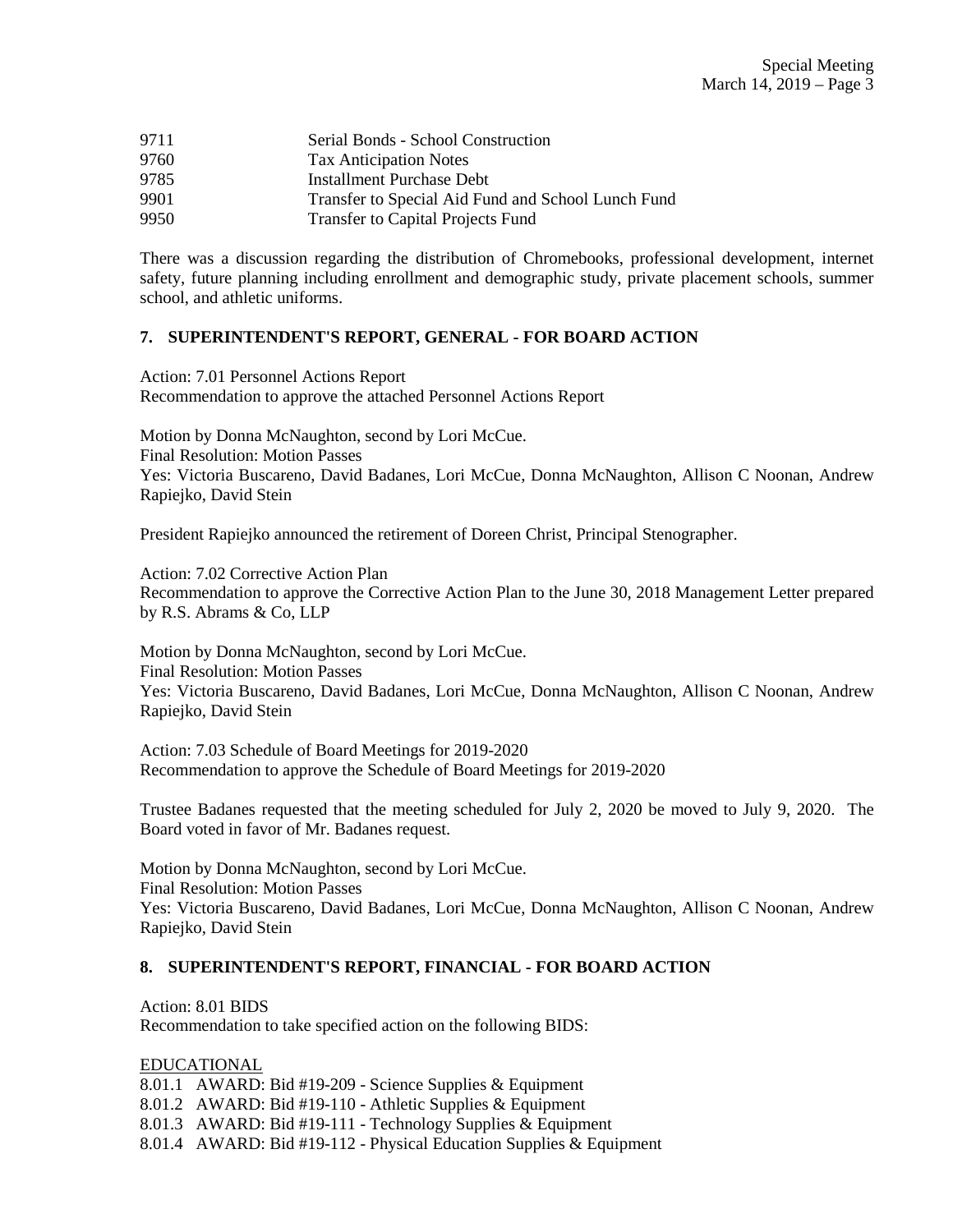| | |
|---|---|
| 9711 | Serial Bonds - School Construction |
| 9760 | Tax Anticipation Notes |
| 9785 | Installment Purchase Debt |
| 9901 | Transfer to Special Aid Fund and School Lunch Fund |
| 9950 | Transfer to Capital Projects Fund |

There was a discussion regarding the distribution of Chromebooks, professional development, internet safety, future planning including enrollment and demographic study, private placement schools, summer school, and athletic uniforms.

## 7. SUPERINTENDENT'S REPORT, GENERAL - FOR BOARD ACTION

Action: 7.01 Personnel Actions Report
Recommendation to approve the attached Personnel Actions Report

Motion by Donna McNaughton, second by Lori McCue.
Final Resolution: Motion Passes
Yes: Victoria Buscareno, David Badanes, Lori McCue, Donna McNaughton, Allison C Noonan, Andrew Rapiejko, David Stein

President Rapiejko announced the retirement of Doreen Christ, Principal Stenographer.

Action: 7.02 Corrective Action Plan
Recommendation to approve the Corrective Action Plan to the June 30, 2018 Management Letter prepared by R.S. Abrams & Co, LLP

Motion by Donna McNaughton, second by Lori McCue.
Final Resolution: Motion Passes
Yes: Victoria Buscareno, David Badanes, Lori McCue, Donna McNaughton, Allison C Noonan, Andrew Rapiejko, David Stein

Action: 7.03 Schedule of Board Meetings for 2019-2020
Recommendation to approve the Schedule of Board Meetings for 2019-2020

Trustee Badanes requested that the meeting scheduled for July 2, 2020 be moved to July 9, 2020. The Board voted in favor of Mr. Badanes request.

Motion by Donna McNaughton, second by Lori McCue.
Final Resolution: Motion Passes
Yes: Victoria Buscareno, David Badanes, Lori McCue, Donna McNaughton, Allison C Noonan, Andrew Rapiejko, David Stein

## 8. SUPERINTENDENT'S REPORT, FINANCIAL - FOR BOARD ACTION

Action: 8.01 BIDS
Recommendation to take specified action on the following BIDS:

EDUCATIONAL
8.01.1 AWARD: Bid #19-209 - Science Supplies & Equipment
8.01.2 AWARD: Bid #19-110 - Athletic Supplies & Equipment
8.01.3 AWARD: Bid #19-111 - Technology Supplies & Equipment
8.01.4 AWARD: Bid #19-112 - Physical Education Supplies & Equipment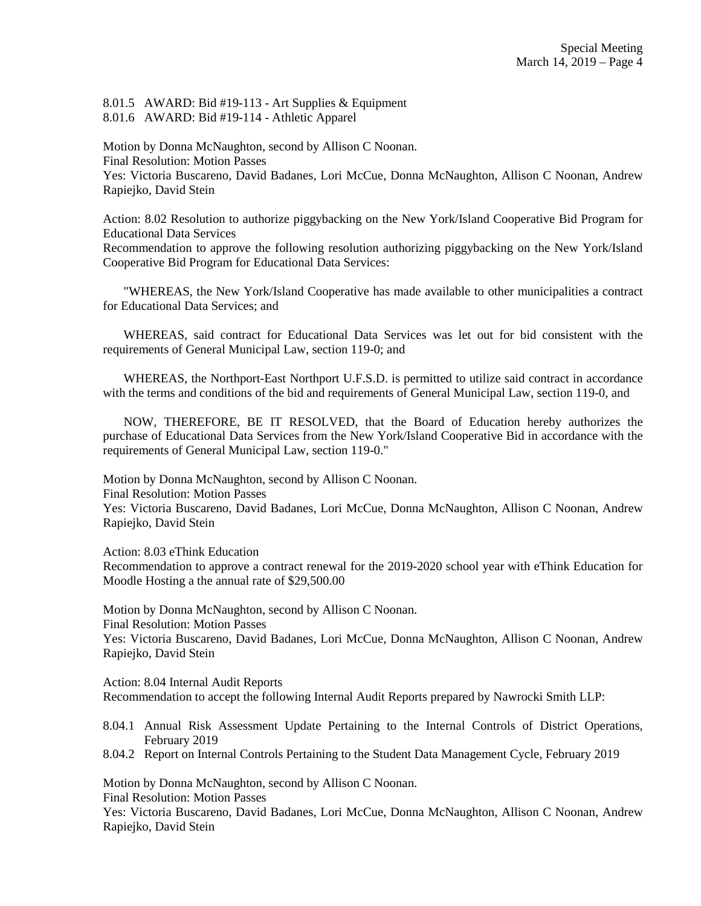8.01.5 AWARD: Bid #19-113 - Art Supplies & Equipment
8.01.6 AWARD: Bid #19-114 - Athletic Apparel

Motion by Donna McNaughton, second by Allison C Noonan.
Final Resolution: Motion Passes
Yes: Victoria Buscareno, David Badanes, Lori McCue, Donna McNaughton, Allison C Noonan, Andrew Rapiejko, David Stein

Action: 8.02 Resolution to authorize piggybacking on the New York/Island Cooperative Bid Program for Educational Data Services
Recommendation to approve the following resolution authorizing piggybacking on the New York/Island Cooperative Bid Program for Educational Data Services:

"WHEREAS, the New York/Island Cooperative has made available to other municipalities a contract for Educational Data Services; and

WHEREAS, said contract for Educational Data Services was let out for bid consistent with the requirements of General Municipal Law, section 119-0; and

WHEREAS, the Northport-East Northport U.F.S.D. is permitted to utilize said contract in accordance with the terms and conditions of the bid and requirements of General Municipal Law, section 119-0, and

NOW, THEREFORE, BE IT RESOLVED, that the Board of Education hereby authorizes the purchase of Educational Data Services from the New York/Island Cooperative Bid in accordance with the requirements of General Municipal Law, section 119-0."

Motion by Donna McNaughton, second by Allison C Noonan.
Final Resolution: Motion Passes
Yes: Victoria Buscareno, David Badanes, Lori McCue, Donna McNaughton, Allison C Noonan, Andrew Rapiejko, David Stein

Action: 8.03 eThink Education
Recommendation to approve a contract renewal for the 2019-2020 school year with eThink Education for Moodle Hosting a the annual rate of $29,500.00

Motion by Donna McNaughton, second by Allison C Noonan.
Final Resolution: Motion Passes
Yes: Victoria Buscareno, David Badanes, Lori McCue, Donna McNaughton, Allison C Noonan, Andrew Rapiejko, David Stein

Action: 8.04 Internal Audit Reports
Recommendation to accept the following Internal Audit Reports prepared by Nawrocki Smith LLP:

8.04.1 Annual Risk Assessment Update Pertaining to the Internal Controls of District Operations, February 2019
8.04.2 Report on Internal Controls Pertaining to the Student Data Management Cycle, February 2019

Motion by Donna McNaughton, second by Allison C Noonan.
Final Resolution: Motion Passes
Yes: Victoria Buscareno, David Badanes, Lori McCue, Donna McNaughton, Allison C Noonan, Andrew Rapiejko, David Stein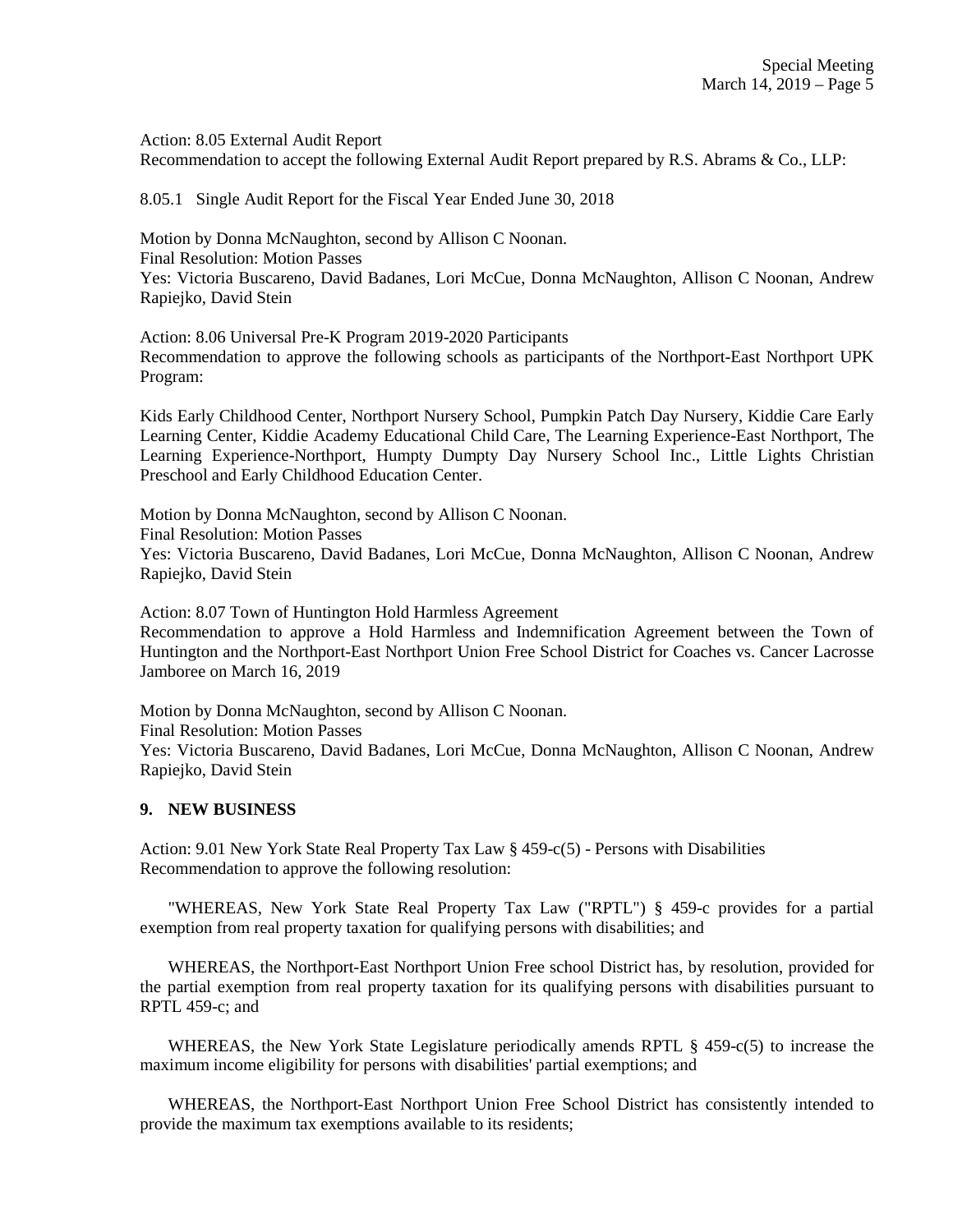Action: 8.05 External Audit Report
Recommendation to accept the following External Audit Report prepared by R.S. Abrams & Co., LLP:

8.05.1 Single Audit Report for the Fiscal Year Ended June 30, 2018

Motion by Donna McNaughton, second by Allison C Noonan.
Final Resolution: Motion Passes
Yes: Victoria Buscareno, David Badanes, Lori McCue, Donna McNaughton, Allison C Noonan, Andrew Rapiejko, David Stein

Action: 8.06 Universal Pre-K Program 2019-2020 Participants
Recommendation to approve the following schools as participants of the Northport-East Northport UPK Program:

Kids Early Childhood Center, Northport Nursery School, Pumpkin Patch Day Nursery, Kiddie Care Early Learning Center, Kiddie Academy Educational Child Care, The Learning Experience-East Northport, The Learning Experience-Northport, Humpty Dumpty Day Nursery School Inc., Little Lights Christian Preschool and Early Childhood Education Center.

Motion by Donna McNaughton, second by Allison C Noonan.
Final Resolution: Motion Passes
Yes: Victoria Buscareno, David Badanes, Lori McCue, Donna McNaughton, Allison C Noonan, Andrew Rapiejko, David Stein

Action: 8.07 Town of Huntington Hold Harmless Agreement
Recommendation to approve a Hold Harmless and Indemnification Agreement between the Town of Huntington and the Northport-East Northport Union Free School District for Coaches vs. Cancer Lacrosse Jamboree on March 16, 2019

Motion by Donna McNaughton, second by Allison C Noonan.
Final Resolution: Motion Passes
Yes: Victoria Buscareno, David Badanes, Lori McCue, Donna McNaughton, Allison C Noonan, Andrew Rapiejko, David Stein

## 9. NEW BUSINESS

Action: 9.01 New York State Real Property Tax Law § 459-c(5) - Persons with Disabilities
Recommendation to approve the following resolution:

"WHEREAS, New York State Real Property Tax Law ("RPTL") § 459-c provides for a partial exemption from real property taxation for qualifying persons with disabilities; and

WHEREAS, the Northport-East Northport Union Free school District has, by resolution, provided for the partial exemption from real property taxation for its qualifying persons with disabilities pursuant to RPTL 459-c; and

WHEREAS, the New York State Legislature periodically amends RPTL § 459-c(5) to increase the maximum income eligibility for persons with disabilities' partial exemptions; and

WHEREAS, the Northport-East Northport Union Free School District has consistently intended to provide the maximum tax exemptions available to its residents;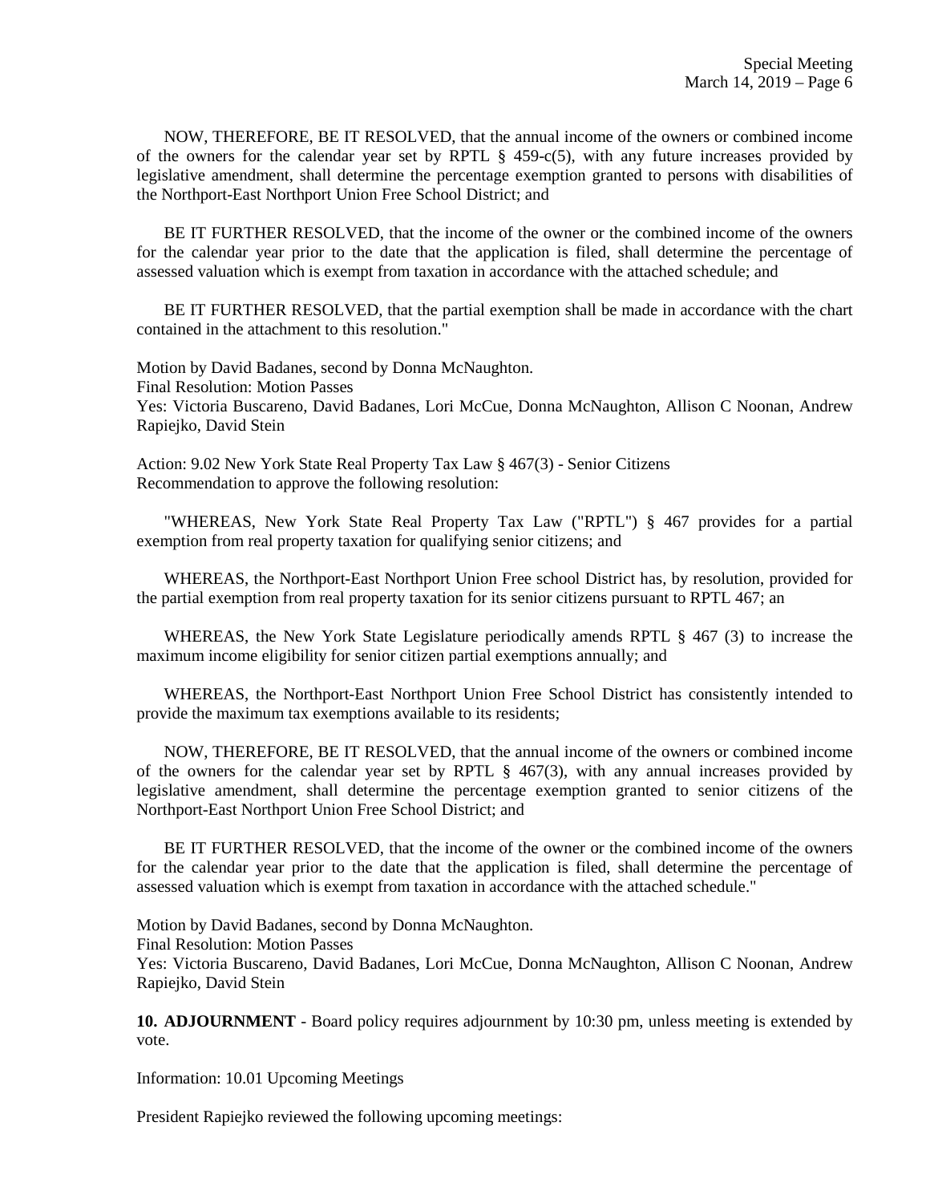NOW, THEREFORE, BE IT RESOLVED, that the annual income of the owners or combined income of the owners for the calendar year set by RPTL § 459-c(5), with any future increases provided by legislative amendment, shall determine the percentage exemption granted to persons with disabilities of the Northport-East Northport Union Free School District; and

BE IT FURTHER RESOLVED, that the income of the owner or the combined income of the owners for the calendar year prior to the date that the application is filed, shall determine the percentage of assessed valuation which is exempt from taxation in accordance with the attached schedule; and

BE IT FURTHER RESOLVED, that the partial exemption shall be made in accordance with the chart contained in the attachment to this resolution."

Motion by David Badanes, second by Donna McNaughton.
Final Resolution: Motion Passes
Yes: Victoria Buscareno, David Badanes, Lori McCue, Donna McNaughton, Allison C Noonan, Andrew Rapiejko, David Stein

Action: 9.02 New York State Real Property Tax Law § 467(3) - Senior Citizens
Recommendation to approve the following resolution:

"WHEREAS, New York State Real Property Tax Law ("RPTL") § 467 provides for a partial exemption from real property taxation for qualifying senior citizens; and

WHEREAS, the Northport-East Northport Union Free school District has, by resolution, provided for the partial exemption from real property taxation for its senior citizens pursuant to RPTL 467; an

WHEREAS, the New York State Legislature periodically amends RPTL § 467 (3) to increase the maximum income eligibility for senior citizen partial exemptions annually; and

WHEREAS, the Northport-East Northport Union Free School District has consistently intended to provide the maximum tax exemptions available to its residents;

NOW, THEREFORE, BE IT RESOLVED, that the annual income of the owners or combined income of the owners for the calendar year set by RPTL § 467(3), with any annual increases provided by legislative amendment, shall determine the percentage exemption granted to senior citizens of the Northport-East Northport Union Free School District; and

BE IT FURTHER RESOLVED, that the income of the owner or the combined income of the owners for the calendar year prior to the date that the application is filed, shall determine the percentage of assessed valuation which is exempt from taxation in accordance with the attached schedule."

Motion by David Badanes, second by Donna McNaughton.
Final Resolution: Motion Passes
Yes: Victoria Buscareno, David Badanes, Lori McCue, Donna McNaughton, Allison C Noonan, Andrew Rapiejko, David Stein

**10. ADJOURNMENT** - Board policy requires adjournment by 10:30 pm, unless meeting is extended by vote.

Information: 10.01 Upcoming Meetings

President Rapiejko reviewed the following upcoming meetings: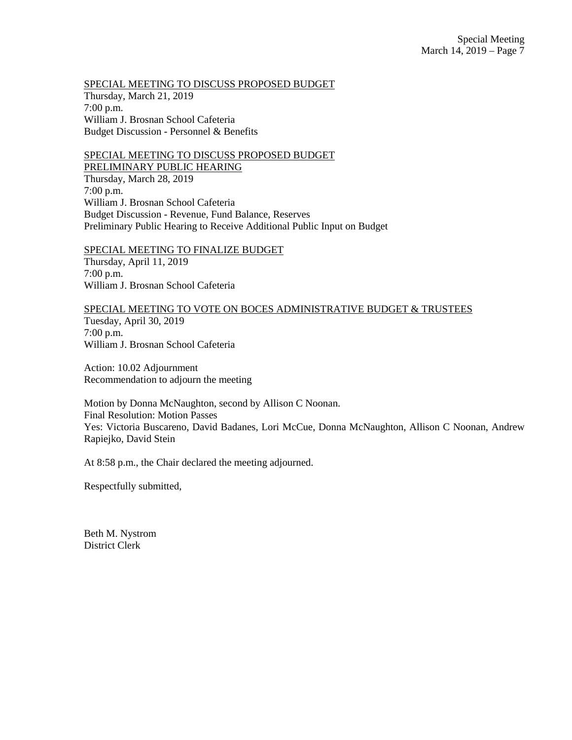<u>SPECIAL MEETING TO DISCUSS PROPOSED BUDGET</u>
Thursday, March 21, 2019
7:00 p.m.
William J. Brosnan School Cafeteria
Budget Discussion - Personnel & Benefits

<u>SPECIAL MEETING TO DISCUSS PROPOSED BUDGET</u>
<u>PRELIMINARY PUBLIC HEARING</u>
Thursday, March 28, 2019
7:00 p.m.
William J. Brosnan School Cafeteria
Budget Discussion - Revenue, Fund Balance, Reserves
Preliminary Public Hearing to Receive Additional Public Input on Budget

<u>SPECIAL MEETING TO FINALIZE BUDGET</u>
Thursday, April 11, 2019
7:00 p.m.
William J. Brosnan School Cafeteria

<u>SPECIAL MEETING TO VOTE ON BOCES ADMINISTRATIVE BUDGET & TRUSTEES</u>
Tuesday, April 30, 2019
7:00 p.m.
William J. Brosnan School Cafeteria

Action: 10.02 Adjournment
Recommendation to adjourn the meeting

Motion by Donna McNaughton, second by Allison C Noonan.
Final Resolution: Motion Passes
Yes: Victoria Buscareno, David Badanes, Lori McCue, Donna McNaughton, Allison C Noonan, Andrew Rapiejko, David Stein

At 8:58 p.m., the Chair declared the meeting adjourned.

Respectfully submitted,

Beth M. Nystrom
District Clerk